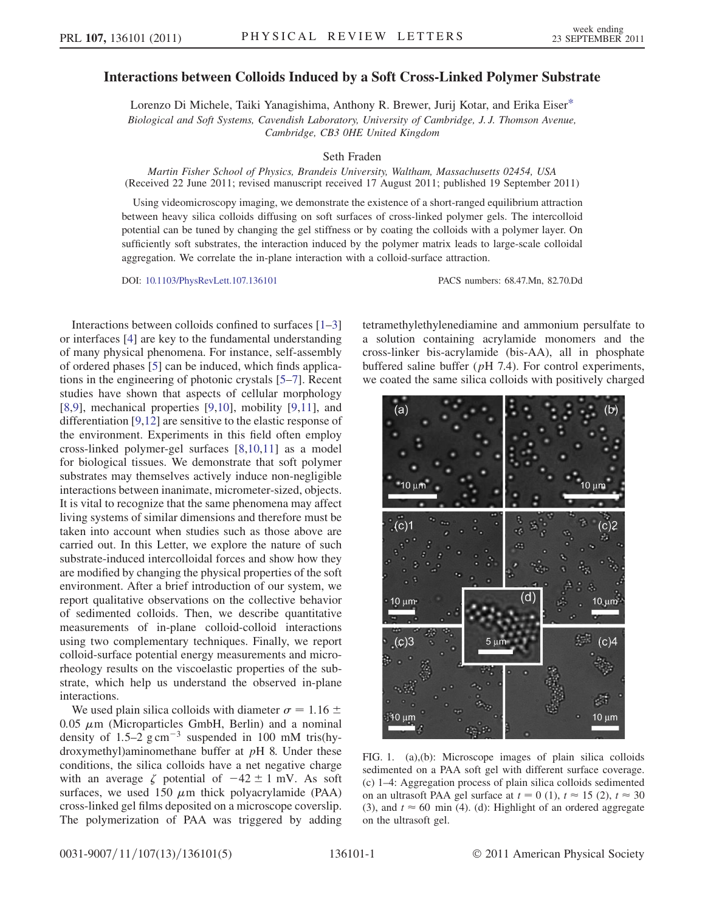# Interactions between Colloids Induced by a Soft Cross-Linked Polymer Substrate

Lorenzo Di Michele, Taiki Yanagishima, Anthony R. Brewer, Jurij Kotar, and Erika Eiser*

*Biological and Soft Systems, Cavendish Laboratory, University of Cambridge, J. J. Thomson Avenue, Cambridge, CB3 0HE United Kingdom*

Seth Fraden

*Martin Fisher School of Physics, Brandeis University, Waltham, Massachusetts 02454, USA*

(Received 22 June 2011; revised manuscript received 17 August 2011; published 19 September 2011)

Using videomicroscopy imaging, we demonstrate the existence of a short-ranged equilibrium attraction between heavy silica colloids diffusing on soft surfaces of cross-linked polymer gels. The intercolloid potential can be tuned by changing the gel stiffness or by coating the colloids with a polymer layer. On sufficiently soft substrates, the interaction induced by the polymer matrix leads to large-scale colloidal aggregation. We correlate the in-plane interaction with a colloid-surface attraction.

DOI: 10.1103/PhysRevLett.107.136101 PACS numbers: 68.47.Mn, 82.70.Dd

Interactions between colloids confined to surfaces [1–3] or interfaces [4] are key to the fundamental understanding of many physical phenomena. For instance, self-assembly of ordered phases [5] can be induced, which finds applications in the engineering of photonic crystals [5–7]. Recent studies have shown that aspects of cellular morphology [8,9], mechanical properties [9,10], mobility [9,11], and differentiation [9,12] are sensitive to the elastic response of the environment. Experiments in this field often employ cross-linked polymer-gel surfaces [8,10,11] as a model for biological tissues. We demonstrate that soft polymer substrates may themselves actively induce non-negligible interactions between inanimate, micrometer-sized, objects. It is vital to recognize that the same phenomena may affect living systems of similar dimensions and therefore must be taken into account when studies such as those above are carried out. In this Letter, we explore the nature of such substrate-induced intercolloidal forces and show how they are modified by changing the physical properties of the soft environment. After a brief introduction of our system, we report qualitative observations on the collective behavior of sedimented colloids. Then, we describe quantitative measurements of in-plane colloid-colloid interactions using two complementary techniques. Finally, we report colloid-surface potential energy measurements and microrheology results on the viscoelastic properties of the substrate, which help us understand the observed in-plane interactions.

We used plain silica colloids with diameter $\sigma = 1.16 \pm 0.05\ \mu$m (Microparticles GmbH, Berlin) and a nominal density of 1.5–2 g cm$^{-3}$ suspended in 100 mM tris(hydroxymethyl)aminomethane buffer at $p$H 8. Under these conditions, the silica colloids have a net negative charge with an average $\zeta$ potential of $-42 \pm 1$ mV. As soft surfaces, we used 150 $\mu$m thick polyacrylamide (PAA) cross-linked gel films deposited on a microscope coverslip. The polymerization of PAA was triggered by adding tetramethylethylenediamine and ammonium persulfate to a solution containing acrylamide monomers and the cross-linker bis-acrylamide (bis-AA), all in phosphate buffered saline buffer ($p$H 7.4). For control experiments, we coated the same silica colloids with positively charged

FIG. 1. (a),(b): Microscope images of plain silica colloids sedimented on a PAA soft gel with different surface coverage. (c) 1–4: Aggregation process of plain silica colloids sedimented on an ultrasoft PAA gel surface at $t = 0$ (1), $t \approx 15$ (2), $t \approx 30$ (3), and $t \approx 60$ min (4). (d): Highlight of an ordered aggregate on the ultrasoft gel.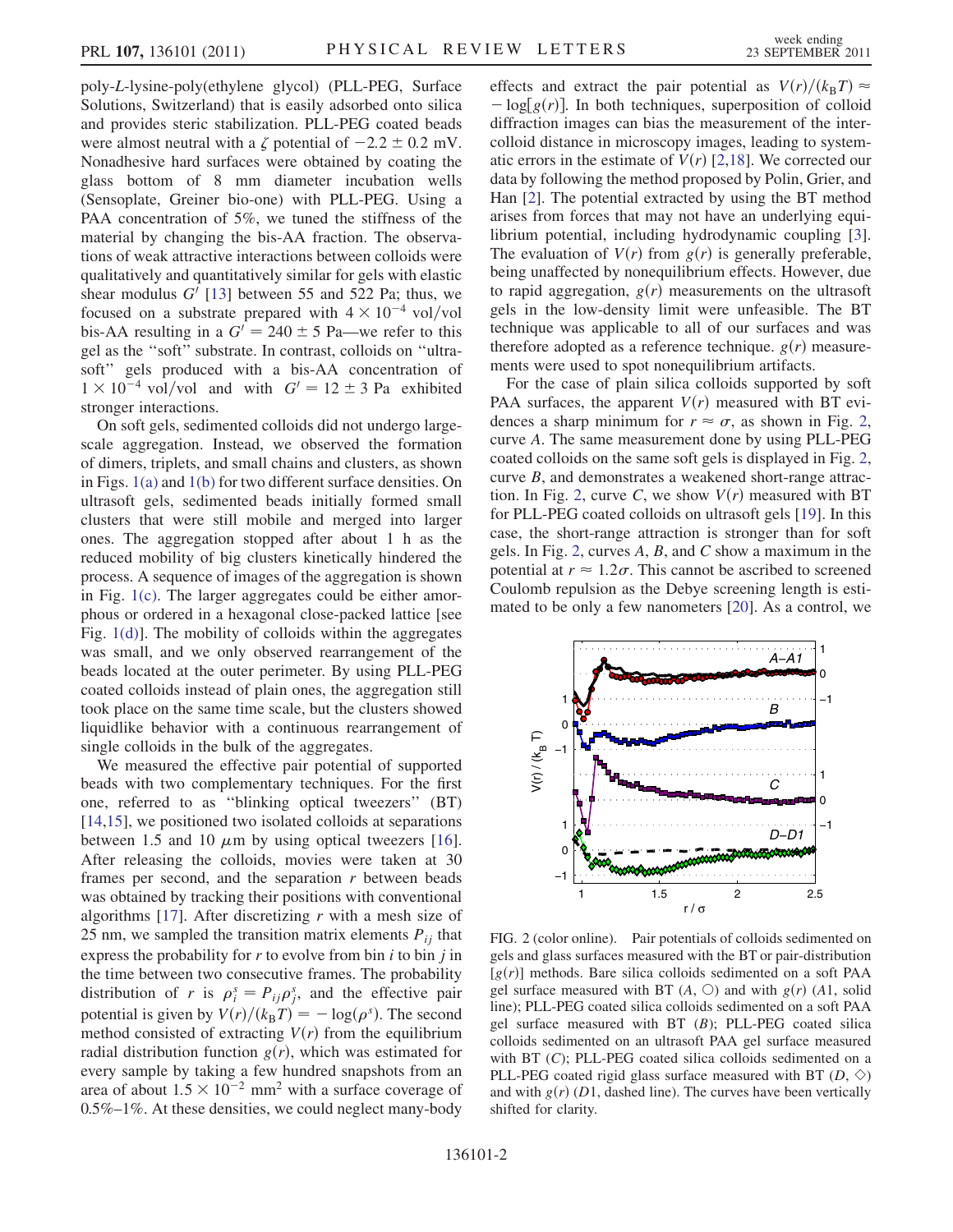poly-L-lysine-poly(ethylene glycol) (PLL-PEG, Surface Solutions, Switzerland) that is easily adsorbed onto silica and provides steric stabilization. PLL-PEG coated beads were almost neutral with a $\zeta$ potential of $-2.2 \pm 0.2$ mV. Nonadhesive hard surfaces were obtained by coating the glass bottom of 8 mm diameter incubation wells (Sensoplate, Greiner bio-one) with PLL-PEG. Using a PAA concentration of 5%, we tuned the stiffness of the material by changing the bis-AA fraction. The observations of weak attractive interactions between colloids were qualitatively and quantitatively similar for gels with elastic shear modulus $G'$ [13] between 55 and 522 Pa; thus, we focused on a substrate prepared with $4 \times 10^{-4}$ vol/vol bis-AA resulting in a $G' = 240 \pm 5$ Pa—we refer to this gel as the "soft" substrate. In contrast, colloids on "ultrasoft" gels produced with a bis-AA concentration of $1 \times 10^{-4}$ vol/vol and with $G' = 12 \pm 3$ Pa exhibited stronger interactions.

On soft gels, sedimented colloids did not undergo large-scale aggregation. Instead, we observed the formation of dimers, triplets, and small chains and clusters, as shown in Figs. 1(a) and 1(b) for two different surface densities. On ultrasoft gels, sedimented beads initially formed small clusters that were still mobile and merged into larger ones. The aggregation stopped after about 1 h as the reduced mobility of big clusters kinetically hindered the process. A sequence of images of the aggregation is shown in Fig. 1(c). The larger aggregates could be either amorphous or ordered in a hexagonal close-packed lattice [see Fig. 1(d)]. The mobility of colloids within the aggregates was small, and we only observed rearrangement of the beads located at the outer perimeter. By using PLL-PEG coated colloids instead of plain ones, the aggregation still took place on the same time scale, but the clusters showed liquidlike behavior with a continuous rearrangement of single colloids in the bulk of the aggregates.

We measured the effective pair potential of supported beads with two complementary techniques. For the first one, referred to as "blinking optical tweezers" (BT) [14,15], we positioned two isolated colloids at separations between 1.5 and 10 $\mu$m by using optical tweezers [16]. After releasing the colloids, movies were taken at 30 frames per second, and the separation $r$ between beads was obtained by tracking their positions with conventional algorithms [17]. After discretizing $r$ with a mesh size of 25 nm, we sampled the transition matrix elements $P_{ij}$ that express the probability for $r$ to evolve from bin $i$ to bin $j$ in the time between two consecutive frames. The probability distribution of $r$ is $\rho_i^s = P_{ij}\rho_j^s$, and the effective pair potential is given by $V(r)/(k_B T) = -\log(\rho^s)$. The second method consisted of extracting $V(r)$ from the equilibrium radial distribution function $g(r)$, which was estimated for every sample by taking a few hundred snapshots from an area of about $1.5 \times 10^{-2}$ mm$^2$ with a surface coverage of 0.5%–1%. At these densities, we could neglect many-body effects and extract the pair potential as $V(r)/(k_B T) \approx -\log[g(r)]$. In both techniques, superposition of colloid diffraction images can bias the measurement of the intercolloid distance in microscopy images, leading to systematic errors in the estimate of $V(r)$ [2,18]. We corrected our data by following the method proposed by Polin, Grier, and Han [2]. The potential extracted by using the BT method arises from forces that may not have an underlying equilibrium potential, including hydrodynamic coupling [3]. The evaluation of $V(r)$ from $g(r)$ is generally preferable, being unaffected by nonequilibrium effects. However, due to rapid aggregation, $g(r)$ measurements on the ultrasoft gels in the low-density limit were unfeasible. The BT technique was applicable to all of our surfaces and was therefore adopted as a reference technique. $g(r)$ measurements were used to spot nonequilibrium artifacts.

For the case of plain silica colloids supported by soft PAA surfaces, the apparent $V(r)$ measured with BT evidences a sharp minimum for $r \approx \sigma$, as shown in Fig. 2, curve $A$. The same measurement done by using PLL-PEG coated colloids on the same soft gels is displayed in Fig. 2, curve $B$, and demonstrates a weakened short-range attraction. In Fig. 2, curve $C$, we show $V(r)$ measured with BT for PLL-PEG coated colloids on ultrasoft gels [19]. In this case, the short-range attraction is stronger than for soft gels. In Fig. 2, curves $A$, $B$, and $C$ show a maximum in the potential at $r \approx 1.2\sigma$. This cannot be ascribed to screened Coulomb repulsion as the Debye screening length is estimated to be only a few nanometers [20]. As a control, we

FIG. 2 (color online). Pair potentials of colloids sedimented on gels and glass surfaces measured with the BT or pair-distribution [$g(r)$] methods. Bare silica colloids sedimented on a soft PAA gel surface measured with BT ($A$, ○) and with $g(r)$ ($A1$, solid line); PLL-PEG coated silica colloids sedimented on a soft PAA gel surface measured with BT ($B$); PLL-PEG coated silica colloids sedimented on an ultrasoft PAA gel surface measured with BT ($C$); PLL-PEG coated silica colloids sedimented on a PLL-PEG coated rigid glass surface measured with BT ($D$, ◇) and with $g(r)$ ($D1$, dashed line). The curves have been vertically shifted for clarity.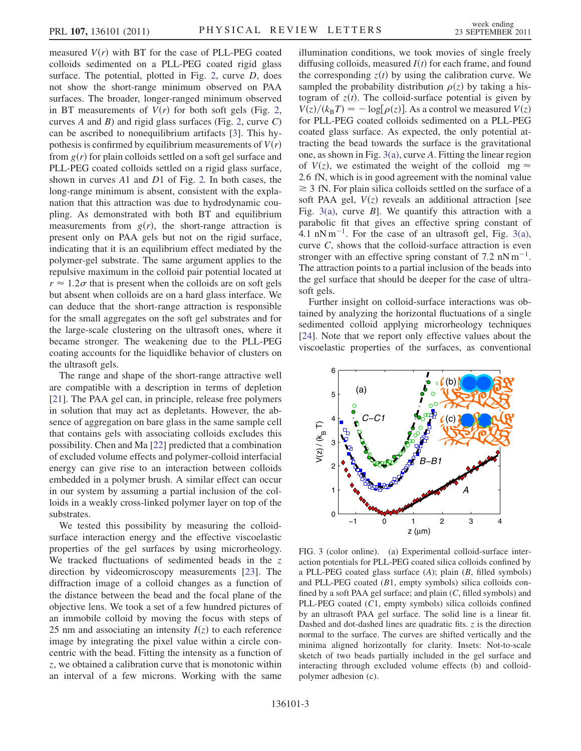measured $V(r)$ with BT for the case of PLL-PEG coated colloids sedimented on a PLL-PEG coated rigid glass surface. The potential, plotted in Fig. 2, curve $D$, does not show the short-range minimum observed on PAA surfaces. The broader, longer-ranged minimum observed in BT measurements of $V(r)$ for both soft gels (Fig. 2, curves $A$ and $B$) and rigid glass surfaces (Fig. 2, curve $C$) can be ascribed to nonequilibrium artifacts [3]. This hypothesis is confirmed by equilibrium measurements of $V(r)$ from $g(r)$ for plain colloids settled on a soft gel surface and PLL-PEG coated colloids settled on a rigid glass surface, shown in curves $A1$ and $D1$ of Fig. 2. In both cases, the long-range minimum is absent, consistent with the explanation that this attraction was due to hydrodynamic coupling. As demonstrated with both BT and equilibrium measurements from $g(r)$, the short-range attraction is present only on PAA gels but not on the rigid surface, indicating that it is an equilibrium effect mediated by the polymer-gel substrate. The same argument applies to the repulsive maximum in the colloid pair potential located at $r \approx 1.2\sigma$ that is present when the colloids are on soft gels but absent when colloids are on a hard glass interface. We can deduce that the short-range attraction is responsible for the small aggregates on the soft gel substrates and for the large-scale clustering on the ultrasoft ones, where it became stronger. The weakening due to the PLL-PEG coating accounts for the liquidlike behavior of clusters on the ultrasoft gels.

The range and shape of the short-range attractive well are compatible with a description in terms of depletion [21]. The PAA gel can, in principle, release free polymers in solution that may act as depletants. However, the absence of aggregation on bare glass in the same sample cell that contains gels with associating colloids excludes this possibility. Chen and Ma [22] predicted that a combination of excluded volume effects and polymer-colloid interfacial energy can give rise to an interaction between colloids embedded in a polymer brush. A similar effect can occur in our system by assuming a partial inclusion of the colloids in a weakly cross-linked polymer layer on top of the substrates.

We tested this possibility by measuring the colloid-surface interaction energy and the effective viscoelastic properties of the gel surfaces by using microrheology. We tracked fluctuations of sedimented beads in the $z$ direction by videomicroscopy measurements [23]. The diffraction image of a colloid changes as a function of the distance between the bead and the focal plane of the objective lens. We took a set of a few hundred pictures of an immobile colloid by moving the focus with steps of 25 nm and associating an intensity $I(z)$ to each reference image by integrating the pixel value within a circle concentric with the bead. Fitting the intensity as a function of $z$, we obtained a calibration curve that is monotonic within an interval of a few microns. Working with the same illumination conditions, we took movies of single freely diffusing colloids, measured $I(t)$ for each frame, and found the corresponding $z(t)$ by using the calibration curve. We sampled the probability distribution $\rho(z)$ by taking a histogram of $z(t)$. The colloid-surface potential is given by $V(z)/(k_B T) = -\log[\rho(z)]$. As a control we measured $V(z)$ for PLL-PEG coated colloids sedimented on a PLL-PEG coated glass surface. As expected, the only potential attracting the bead towards the surface is the gravitational one, as shown in Fig. 3(a), curve $A$. Fitting the linear region of $V(z)$, we estimated the weight of the colloid $mg \approx 2.6$ fN, which is in good agreement with the nominal value $\gtrsim 3$ fN. For plain silica colloids settled on the surface of a soft PAA gel, $V(z)$ reveals an additional attraction [see Fig. 3(a), curve $B$]. We quantify this attraction with a parabolic fit that gives an effective spring constant of 4.1 nN m$^{-1}$. For the case of an ultrasoft gel, Fig. 3(a), curve $C$, shows that the colloid-surface attraction is even stronger with an effective spring constant of 7.2 nN m$^{-1}$. The attraction points to a partial inclusion of the beads into the gel surface that should be deeper for the case of ultrasoft gels.

Further insight on colloid-surface interactions was obtained by analyzing the horizontal fluctuations of a single sedimented colloid applying microrheology techniques [24]. Note that we report only effective values about the viscoelastic properties of the surfaces, as conventional

FIG. 3 (color online). (a) Experimental colloid-surface interaction potentials for PLL-PEG coated silica colloids confined by a PLL-PEG coated glass surface ($A$); plain ($B$, filled symbols) and PLL-PEG coated ($B1$, empty symbols) silica colloids confined by a soft PAA gel surface; and plain ($C$, filled symbols) and PLL-PEG coated ($C1$, empty symbols) silica colloids confined by an ultrasoft PAA gel surface. The solid line is a linear fit. Dashed and dot-dashed lines are quadratic fits. $z$ is the direction normal to the surface. The curves are shifted vertically and the minima aligned horizontally for clarity. Insets: Not-to-scale sketch of two beads partially included in the gel surface and interacting through excluded volume effects (b) and colloid-polymer adhesion (c).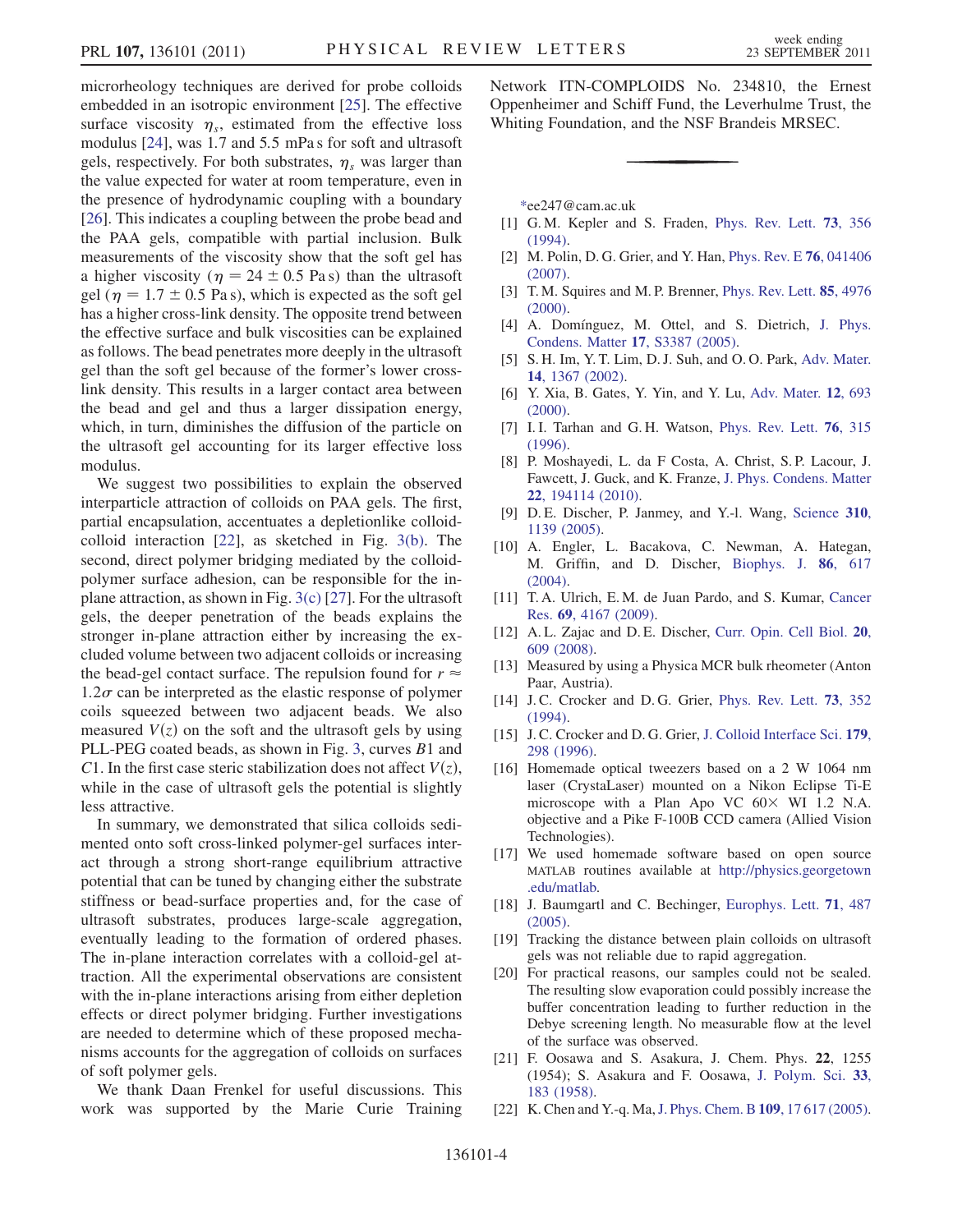microrheology techniques are derived for probe colloids embedded in an isotropic environment [25]. The effective surface viscosity $\eta_s$, estimated from the effective loss modulus [24], was 1.7 and 5.5 mPa s for soft and ultrasoft gels, respectively. For both substrates, $\eta_s$ was larger than the value expected for water at room temperature, even in the presence of hydrodynamic coupling with a boundary [26]. This indicates a coupling between the probe bead and the PAA gels, compatible with partial inclusion. Bulk measurements of the viscosity show that the soft gel has a higher viscosity ($\eta = 24 \pm 0.5$ Pa s) than the ultrasoft gel ($\eta = 1.7 \pm 0.5$ Pa s), which is expected as the soft gel has a higher cross-link density. The opposite trend between the effective surface and bulk viscosities can be explained as follows. The bead penetrates more deeply in the ultrasoft gel than the soft gel because of the former's lower cross-link density. This results in a larger contact area between the bead and gel and thus a larger dissipation energy, which, in turn, diminishes the diffusion of the particle on the ultrasoft gel accounting for its larger effective loss modulus.

We suggest two possibilities to explain the observed interparticle attraction of colloids on PAA gels. The first, partial encapsulation, accentuates a depletionlike colloid-colloid interaction [22], as sketched in Fig. 3(b). The second, direct polymer bridging mediated by the colloid-polymer surface adhesion, can be responsible for the in-plane attraction, as shown in Fig. 3(c) [27]. For the ultrasoft gels, the deeper penetration of the beads explains the stronger in-plane attraction either by increasing the excluded volume between two adjacent colloids or increasing the bead-gel contact surface. The repulsion found for $r \approx 1.2\sigma$ can be interpreted as the elastic response of polymer coils squeezed between two adjacent beads. We also measured $V(z)$ on the soft and the ultrasoft gels by using PLL-PEG coated beads, as shown in Fig. 3, curves $B1$ and $C1$. In the first case steric stabilization does not affect $V(z)$, while in the case of ultrasoft gels the potential is slightly less attractive.

In summary, we demonstrated that silica colloids sedimented onto soft cross-linked polymer-gel surfaces interact through a strong short-range equilibrium attractive potential that can be tuned by changing either the substrate stiffness or bead-surface properties and, for the case of ultrasoft substrates, produces large-scale aggregation, eventually leading to the formation of ordered phases. The in-plane interaction correlates with a colloid-gel attraction. All the experimental observations are consistent with the in-plane interactions arising from either depletion effects or direct polymer bridging. Further investigations are needed to determine which of these proposed mechanisms accounts for the aggregation of colloids on surfaces of soft polymer gels.

We thank Daan Frenkel for useful discussions. This work was supported by the Marie Curie Training Network ITN-COMPLOIDS No. 234810, the Ernest Oppenheimer and Schiff Fund, the Leverhulme Trust, the Whiting Foundation, and the NSF Brandeis MRSEC.

---

*ee247@cam.ac.uk

[1] G. M. Kepler and S. Fraden, Phys. Rev. Lett. **73**, 356 (1994).

[2] M. Polin, D. G. Grier, and Y. Han, Phys. Rev. E **76**, 041406 (2007).

[3] T. M. Squires and M. P. Brenner, Phys. Rev. Lett. **85**, 4976 (2000).

[4] A. Domínguez, M. Ottel, and S. Dietrich, J. Phys. Condens. Matter **17**, S3387 (2005).

[5] S. H. Im, Y. T. Lim, D. J. Suh, and O. O. Park, Adv. Mater. **14**, 1367 (2002).

[6] Y. Xia, B. Gates, Y. Yin, and Y. Lu, Adv. Mater. **12**, 693 (2000).

[7] I. I. Tarhan and G. H. Watson, Phys. Rev. Lett. **76**, 315 (1996).

[8] P. Moshayedi, L. da F Costa, A. Christ, S. P. Lacour, J. Fawcett, J. Guck, and K. Franze, J. Phys. Condens. Matter **22**, 194114 (2010).

[9] D. E. Discher, P. Janmey, and Y.-l. Wang, Science **310**, 1139 (2005).

[10] A. Engler, L. Bacakova, C. Newman, A. Hategan, M. Griffin, and D. Discher, Biophys. J. **86**, 617 (2004).

[11] T. A. Ulrich, E. M. de Juan Pardo, and S. Kumar, Cancer Res. **69**, 4167 (2009).

[12] A. L. Zajac and D. E. Discher, Curr. Opin. Cell Biol. **20**, 609 (2008).

[13] Measured by using a Physica MCR bulk rheometer (Anton Paar, Austria).

[14] J. C. Crocker and D. G. Grier, Phys. Rev. Lett. **73**, 352 (1994).

[15] J. C. Crocker and D. G. Grier, J. Colloid Interface Sci. **179**, 298 (1996).

[16] Homemade optical tweezers based on a 2 W 1064 nm laser (CrystaLaser) mounted on a Nikon Eclipse Ti-E microscope with a Plan Apo VC 60× WI 1.2 N.A. objective and a Pike F-100B CCD camera (Allied Vision Technologies).

[17] We used homemade software based on open source MATLAB routines available at http://physics.georgetown.edu/matlab.

[18] J. Baumgartl and C. Bechinger, Europhys. Lett. **71**, 487 (2005).

[19] Tracking the distance between plain colloids on ultrasoft gels was not reliable due to rapid aggregation.

[20] For practical reasons, our samples could not be sealed. The resulting slow evaporation could possibly increase the buffer concentration leading to further reduction in the Debye screening length. No measurable flow at the level of the surface was observed.

[21] F. Oosawa and S. Asakura, J. Chem. Phys. **22**, 1255 (1954); S. Asakura and F. Oosawa, J. Polym. Sci. **33**, 183 (1958).

[22] K. Chen and Y.-q. Ma, J. Phys. Chem. B **109**, 17 617 (2005).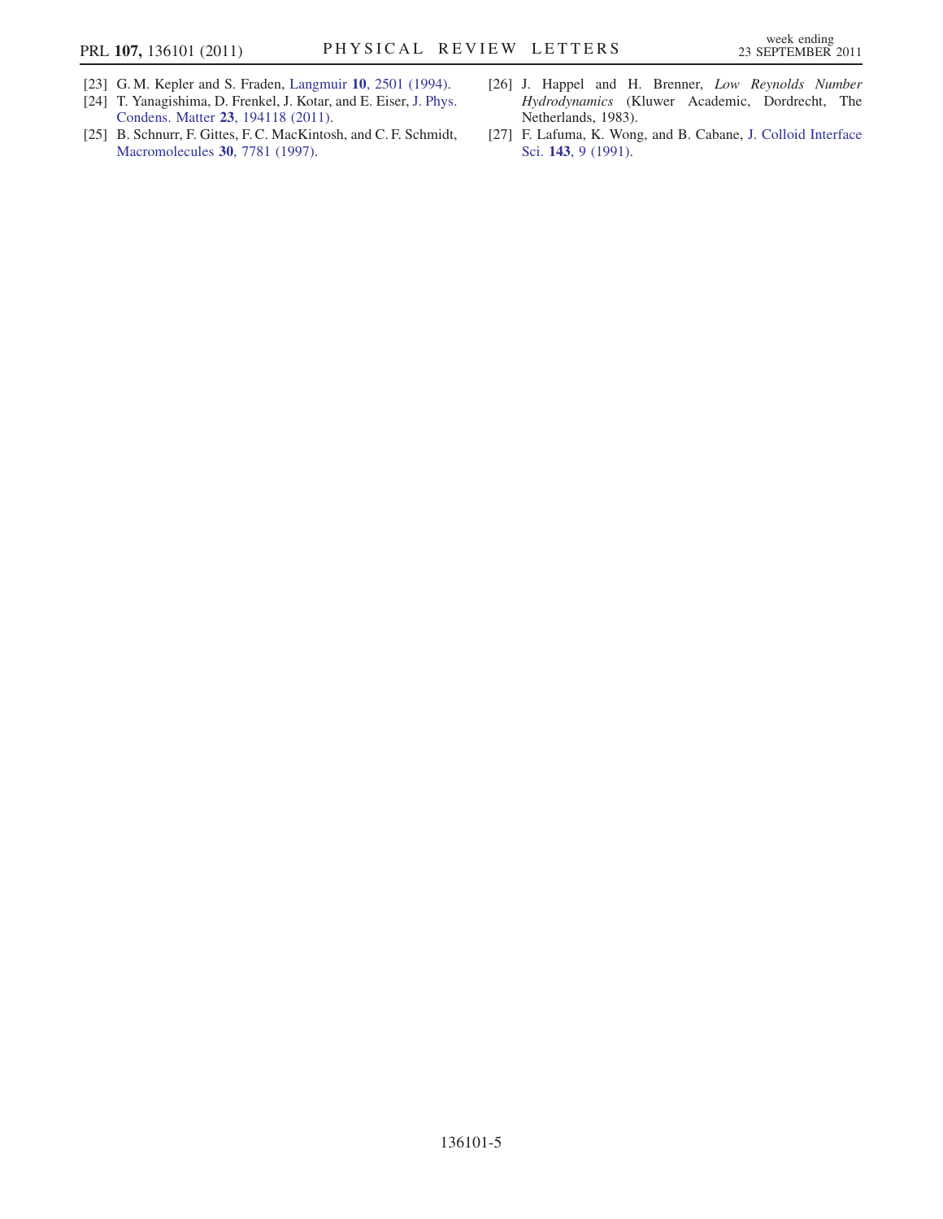[23] G. M. Kepler and S. Fraden, Langmuir **10**, 2501 (1994).

[24] T. Yanagishima, D. Frenkel, J. Kotar, and E. Eiser, J. Phys. Condens. Matter **23**, 194118 (2011).

[25] B. Schnurr, F. Gittes, F. C. MacKintosh, and C. F. Schmidt, Macromolecules **30**, 7781 (1997).

[26] J. Happel and H. Brenner, *Low Reynolds Number Hydrodynamics* (Kluwer Academic, Dordrecht, The Netherlands, 1983).

[27] F. Lafuma, K. Wong, and B. Cabane, J. Colloid Interface Sci. **143**, 9 (1991).